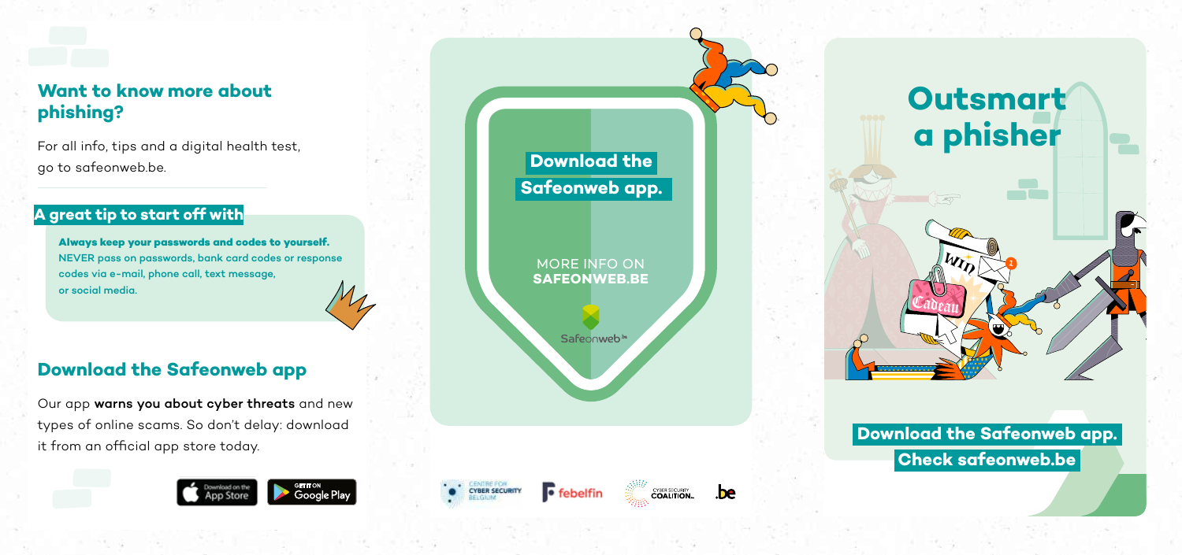## Want to know more about phishing?

For all info, tips and a digital health test, go to safeonweb.be.

### A great tip to start off with

**Always keep your passwords and codes to yourself.**
**NEVER pass on passwords, bank card codes or response codes via e-mail, phone call, text message, or social media.**

## Download the Safeonweb app

Our app **warns you about cyber threats** and new types of online scams. So don't delay: download it from an official app store today.

Download on the App Store | GET IT ON Google Play

**Download the Safeonweb app.**

MORE INFO ON
**SAFEONWEB.BE**

Safeonweb.be

Centre for Cyber Security Belgium | febelfin | Cyber Security Coalition | .be

# Outsmart a phisher

**Download the Safeonweb app.**
**Check safeonweb.be**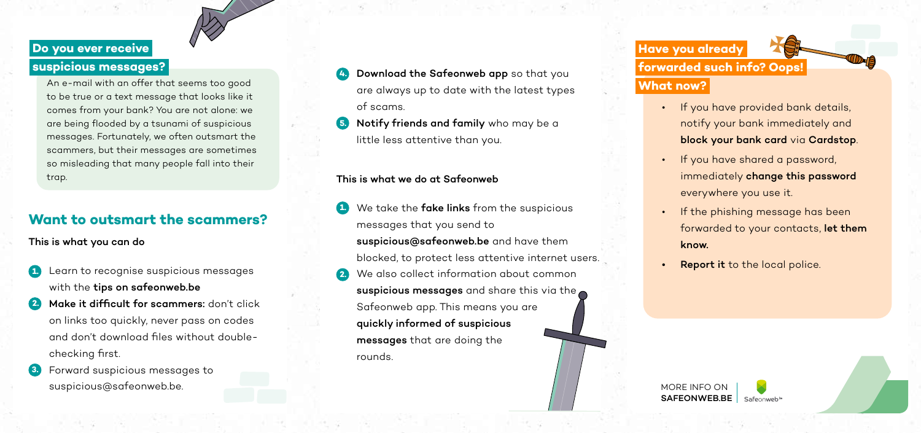## Do you ever receive suspicious messages?

An e-mail with an offer that seems too good to be true or a text message that looks like it comes from your bank? You are not alone: we are being flooded by a tsunami of suspicious messages. Fortunately, we often outsmart the scammers, but their messages are sometimes so misleading that many people fall into their trap.

## Want to outsmart the scammers?

**This is what you can do**

1. Learn to recognise suspicious messages with the **tips on safeonweb.be**
2. **Make it difficult for scammers:** don't click on links too quickly, never pass on codes and don't download files without double-checking first.
3. Forward suspicious messages to suspicious@safeonweb.be.
4. **Download the Safeonweb app** so that you are always up to date with the latest types of scams.
5. **Notify friends and family** who may be a little less attentive than you.

**This is what we do at Safeonweb**

1. We take the **fake links** from the suspicious messages that you send to **suspicious@safeonweb.be** and have them blocked, to protect less attentive internet users.
2. We also collect information about common **suspicious messages** and share this via the Safeonweb app. This means you are **quickly informed of suspicious messages** that are doing the rounds.

## Have you already forwarded such info? Oops! What now?

- If you have provided bank details, notify your bank immediately and **block your bank card** via **Cardstop**.
- If you have shared a password, immediately **change this password** everywhere you use it.
- If the phishing message has been forwarded to your contacts, **let them know.**
- **Report it** to the local police.

MORE INFO ON **SAFEONWEB.BE** | Safeonweb